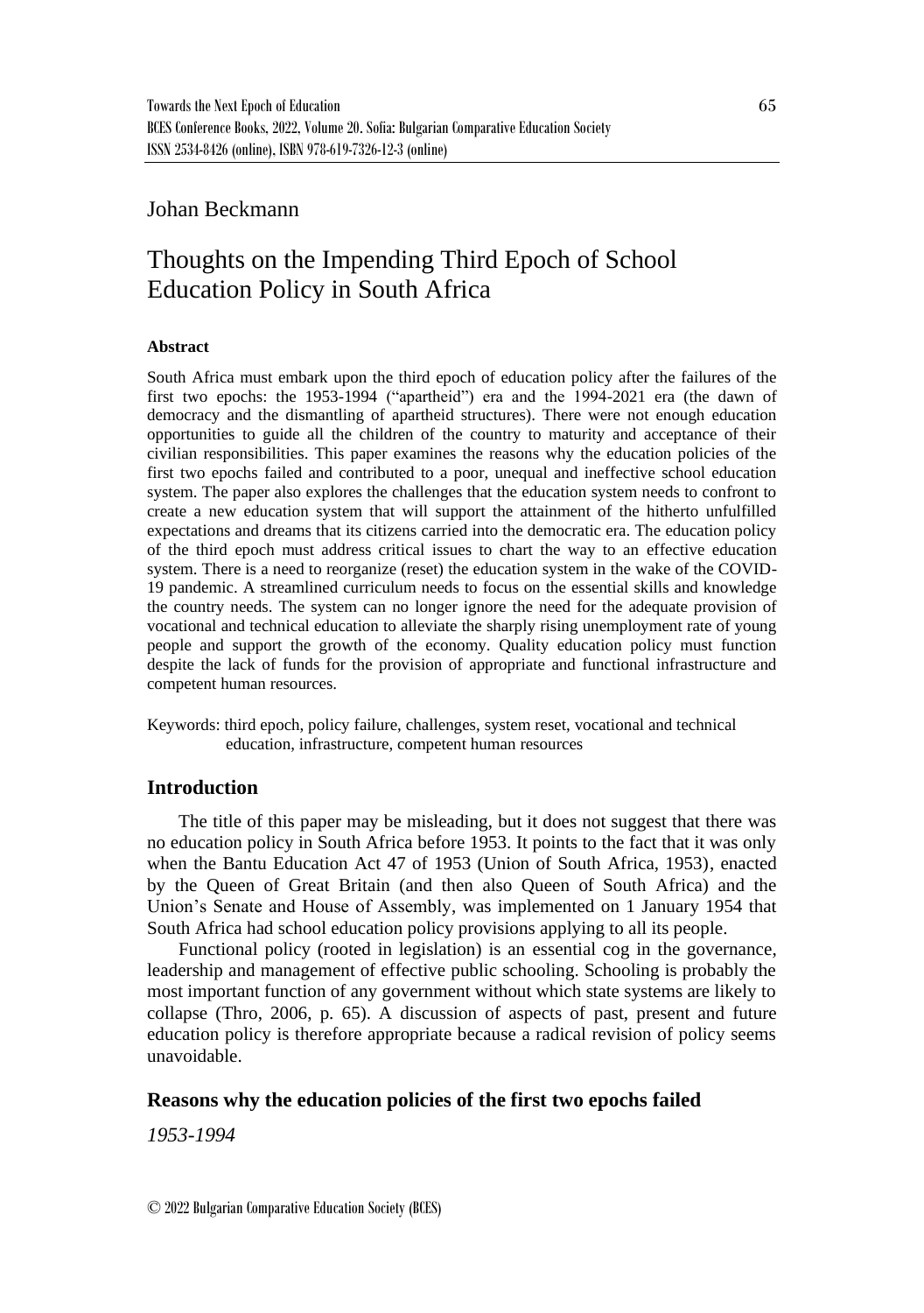Johan Beckmann

# Thoughts on the Impending Third Epoch of School Education Policy in South Africa

### Abstract

South Africa must embark upon the third epoch of education policy after the failures of the first two epochs: the 1953-1994 ("apartheid") era and the 1994-2021 era (the dawn of democracy and the dismantling of apartheid structures). There were not enough education opportunities to guide all the children of the country to maturity and acceptance of their civilian responsibilities. This paper examines the reasons why the education policies of the first two epochs failed and contributed to a poor, unequal and ineffective school education system. The paper also explores the challenges that the education system needs to confront to create a new education system that will support the attainment of the hitherto unfulfilled expectations and dreams that its citizens carried into the democratic era. The education policy of the third epoch must address critical issues to chart the way to an effective education system. There is a need to reorganize (reset) the education system in the wake of the COVID-19 pandemic. A streamlined curriculum needs to focus on the essential skills and knowledge the country needs. The system can no longer ignore the need for the adequate provision of vocational and technical education to alleviate the sharply rising unemployment rate of young people and support the growth of the economy. Quality education policy must function despite the lack of funds for the provision of appropriate and functional infrastructure and competent human resources.

Keywords: third epoch, policy failure, challenges, system reset, vocational and technical education, infrastructure, competent human resources

## Introduction

The title of this paper may be misleading, but it does not suggest that there was no education policy in South Africa before 1953. It points to the fact that it was only when the Bantu Education Act 47 of 1953 (Union of South Africa, 1953), enacted by the Queen of Great Britain (and then also Queen of South Africa) and the Union's Senate and House of Assembly, was implemented on 1 January 1954 that South Africa had school education policy provisions applying to all its people.

Functional policy (rooted in legislation) is an essential cog in the governance, leadership and management of effective public schooling. Schooling is probably the most important function of any government without which state systems are likely to collapse (Thro, 2006, p. 65). A discussion of aspects of past, present and future education policy is therefore appropriate because a radical revision of policy seems unavoidable.

## Reasons why the education policies of the first two epochs failed

*1953-1994*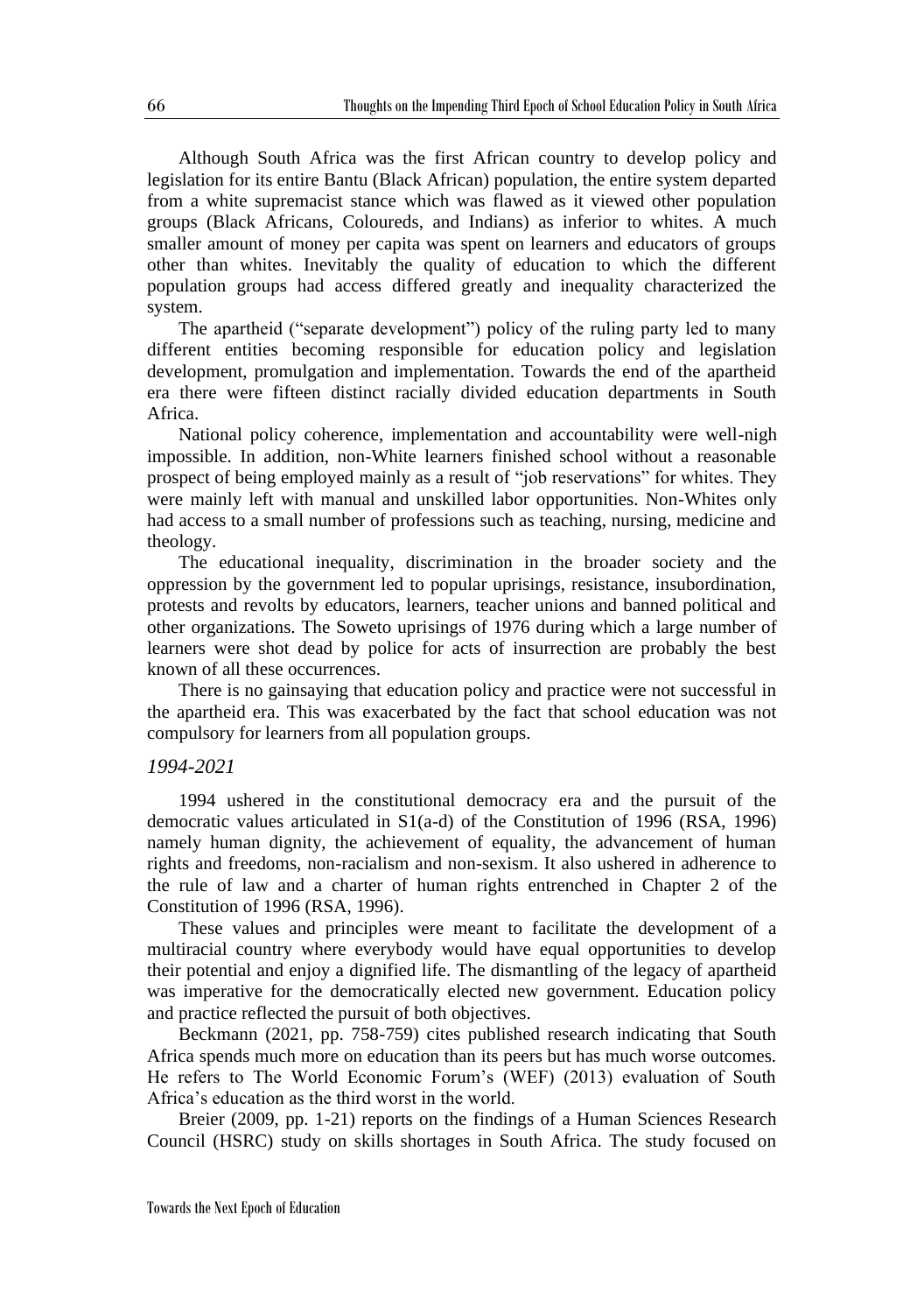Although South Africa was the first African country to develop policy and legislation for its entire Bantu (Black African) population, the entire system departed from a white supremacist stance which was flawed as it viewed other population groups (Black Africans, Coloureds, and Indians) as inferior to whites. A much smaller amount of money per capita was spent on learners and educators of groups other than whites. Inevitably the quality of education to which the different population groups had access differed greatly and inequality characterized the system.

The apartheid ("separate development") policy of the ruling party led to many different entities becoming responsible for education policy and legislation development, promulgation and implementation. Towards the end of the apartheid era there were fifteen distinct racially divided education departments in South Africa.

National policy coherence, implementation and accountability were well-nigh impossible. In addition, non-White learners finished school without a reasonable prospect of being employed mainly as a result of "job reservations" for whites. They were mainly left with manual and unskilled labor opportunities. Non-Whites only had access to a small number of professions such as teaching, nursing, medicine and theology.

The educational inequality, discrimination in the broader society and the oppression by the government led to popular uprisings, resistance, insubordination, protests and revolts by educators, learners, teacher unions and banned political and other organizations. The Soweto uprisings of 1976 during which a large number of learners were shot dead by police for acts of insurrection are probably the best known of all these occurrences.

There is no gainsaying that education policy and practice were not successful in the apartheid era. This was exacerbated by the fact that school education was not compulsory for learners from all population groups.

### *1994-2021*

1994 ushered in the constitutional democracy era and the pursuit of the democratic values articulated in S1(a-d) of the Constitution of 1996 (RSA, 1996) namely human dignity, the achievement of equality, the advancement of human rights and freedoms, non-racialism and non-sexism. It also ushered in adherence to the rule of law and a charter of human rights entrenched in Chapter 2 of the Constitution of 1996 (RSA, 1996).

These values and principles were meant to facilitate the development of a multiracial country where everybody would have equal opportunities to develop their potential and enjoy a dignified life. The dismantling of the legacy of apartheid was imperative for the democratically elected new government. Education policy and practice reflected the pursuit of both objectives.

Beckmann (2021, pp. 758-759) cites published research indicating that South Africa spends much more on education than its peers but has much worse outcomes. He refers to The World Economic Forum's (WEF) (2013) evaluation of South Africa's education as the third worst in the world.

Breier (2009, pp. 1-21) reports on the findings of a Human Sciences Research Council (HSRC) study on skills shortages in South Africa. The study focused on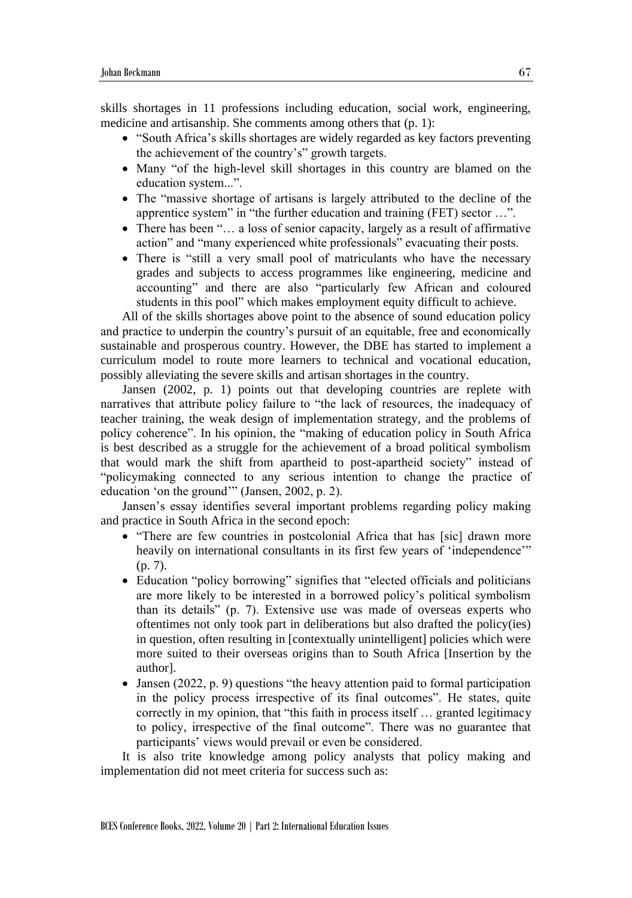skills shortages in 11 professions including education, social work, engineering, medicine and artisanship. She comments among others that (p. 1):

- "South Africa's skills shortages are widely regarded as key factors preventing the achievement of the country's" growth targets.
- Many "of the high-level skill shortages in this country are blamed on the education system...".
- The "massive shortage of artisans is largely attributed to the decline of the apprentice system" in "the further education and training (FET) sector …".
- There has been "… a loss of senior capacity, largely as a result of affirmative action" and "many experienced white professionals" evacuating their posts.
- There is "still a very small pool of matriculants who have the necessary grades and subjects to access programmes like engineering, medicine and accounting" and there are also "particularly few African and coloured students in this pool" which makes employment equity difficult to achieve.

All of the skills shortages above point to the absence of sound education policy and practice to underpin the country's pursuit of an equitable, free and economically sustainable and prosperous country. However, the DBE has started to implement a curriculum model to route more learners to technical and vocational education, possibly alleviating the severe skills and artisan shortages in the country.

Jansen (2002, p. 1) points out that developing countries are replete with narratives that attribute policy failure to "the lack of resources, the inadequacy of teacher training, the weak design of implementation strategy, and the problems of policy coherence". In his opinion, the "making of education policy in South Africa is best described as a struggle for the achievement of a broad political symbolism that would mark the shift from apartheid to post-apartheid society" instead of "policymaking connected to any serious intention to change the practice of education 'on the ground'" (Jansen, 2002, p. 2).

Jansen's essay identifies several important problems regarding policy making and practice in South Africa in the second epoch:

- "There are few countries in postcolonial Africa that has [sic] drawn more heavily on international consultants in its first few years of 'independence'" (p. 7).
- Education "policy borrowing" signifies that "elected officials and politicians are more likely to be interested in a borrowed policy's political symbolism than its details" (p. 7). Extensive use was made of overseas experts who oftentimes not only took part in deliberations but also drafted the policy(ies) in question, often resulting in [contextually unintelligent] policies which were more suited to their overseas origins than to South Africa [Insertion by the author].
- Jansen (2022, p. 9) questions "the heavy attention paid to formal participation in the policy process irrespective of its final outcomes". He states, quite correctly in my opinion, that "this faith in process itself … granted legitimacy to policy, irrespective of the final outcome". There was no guarantee that participants' views would prevail or even be considered.

It is also trite knowledge among policy analysts that policy making and implementation did not meet criteria for success such as: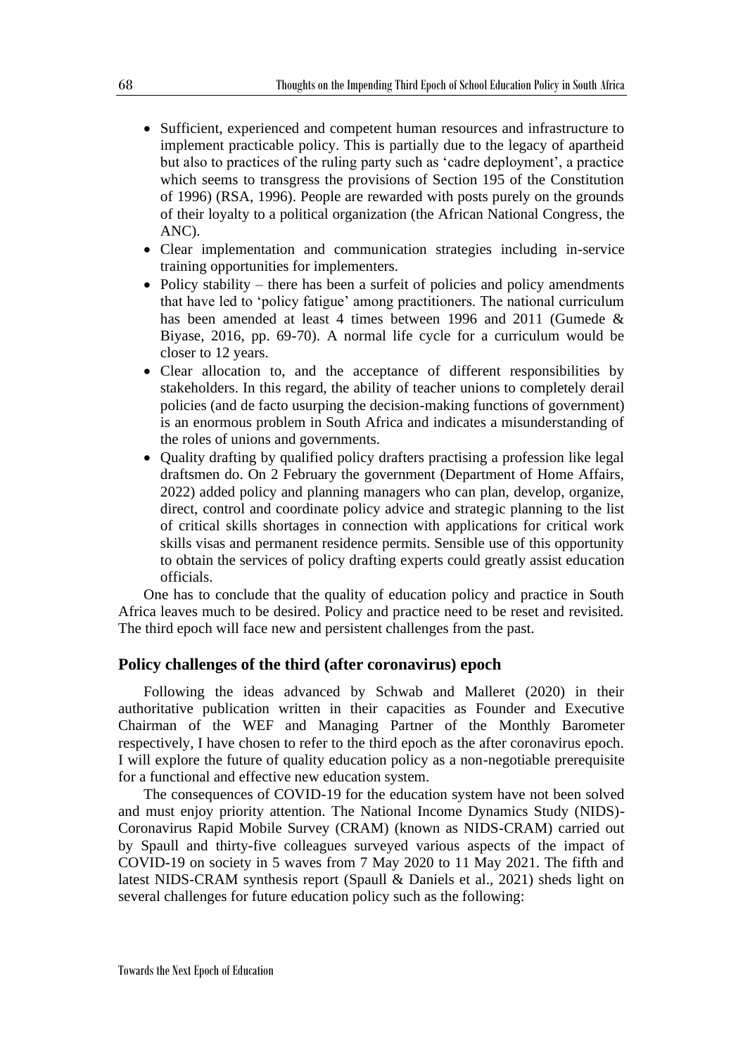- Sufficient, experienced and competent human resources and infrastructure to implement practicable policy. This is partially due to the legacy of apartheid but also to practices of the ruling party such as 'cadre deployment', a practice which seems to transgress the provisions of Section 195 of the Constitution of 1996) (RSA, 1996). People are rewarded with posts purely on the grounds of their loyalty to a political organization (the African National Congress, the ANC).
- Clear implementation and communication strategies including in-service training opportunities for implementers.
- Policy stability – there has been a surfeit of policies and policy amendments that have led to 'policy fatigue' among practitioners. The national curriculum has been amended at least 4 times between 1996 and 2011 (Gumede & Biyase, 2016, pp. 69-70). A normal life cycle for a curriculum would be closer to 12 years.
- Clear allocation to, and the acceptance of different responsibilities by stakeholders. In this regard, the ability of teacher unions to completely derail policies (and de facto usurping the decision-making functions of government) is an enormous problem in South Africa and indicates a misunderstanding of the roles of unions and governments.
- Quality drafting by qualified policy drafters practising a profession like legal draftsmen do. On 2 February the government (Department of Home Affairs, 2022) added policy and planning managers who can plan, develop, organize, direct, control and coordinate policy advice and strategic planning to the list of critical skills shortages in connection with applications for critical work skills visas and permanent residence permits. Sensible use of this opportunity to obtain the services of policy drafting experts could greatly assist education officials.

One has to conclude that the quality of education policy and practice in South Africa leaves much to be desired. Policy and practice need to be reset and revisited. The third epoch will face new and persistent challenges from the past.

## Policy challenges of the third (after coronavirus) epoch

Following the ideas advanced by Schwab and Malleret (2020) in their authoritative publication written in their capacities as Founder and Executive Chairman of the WEF and Managing Partner of the Monthly Barometer respectively, I have chosen to refer to the third epoch as the after coronavirus epoch. I will explore the future of quality education policy as a non-negotiable prerequisite for a functional and effective new education system.

The consequences of COVID-19 for the education system have not been solved and must enjoy priority attention. The National Income Dynamics Study (NIDS)-Coronavirus Rapid Mobile Survey (CRAM) (known as NIDS-CRAM) carried out by Spaull and thirty-five colleagues surveyed various aspects of the impact of COVID-19 on society in 5 waves from 7 May 2020 to 11 May 2021. The fifth and latest NIDS-CRAM synthesis report (Spaull & Daniels et al., 2021) sheds light on several challenges for future education policy such as the following: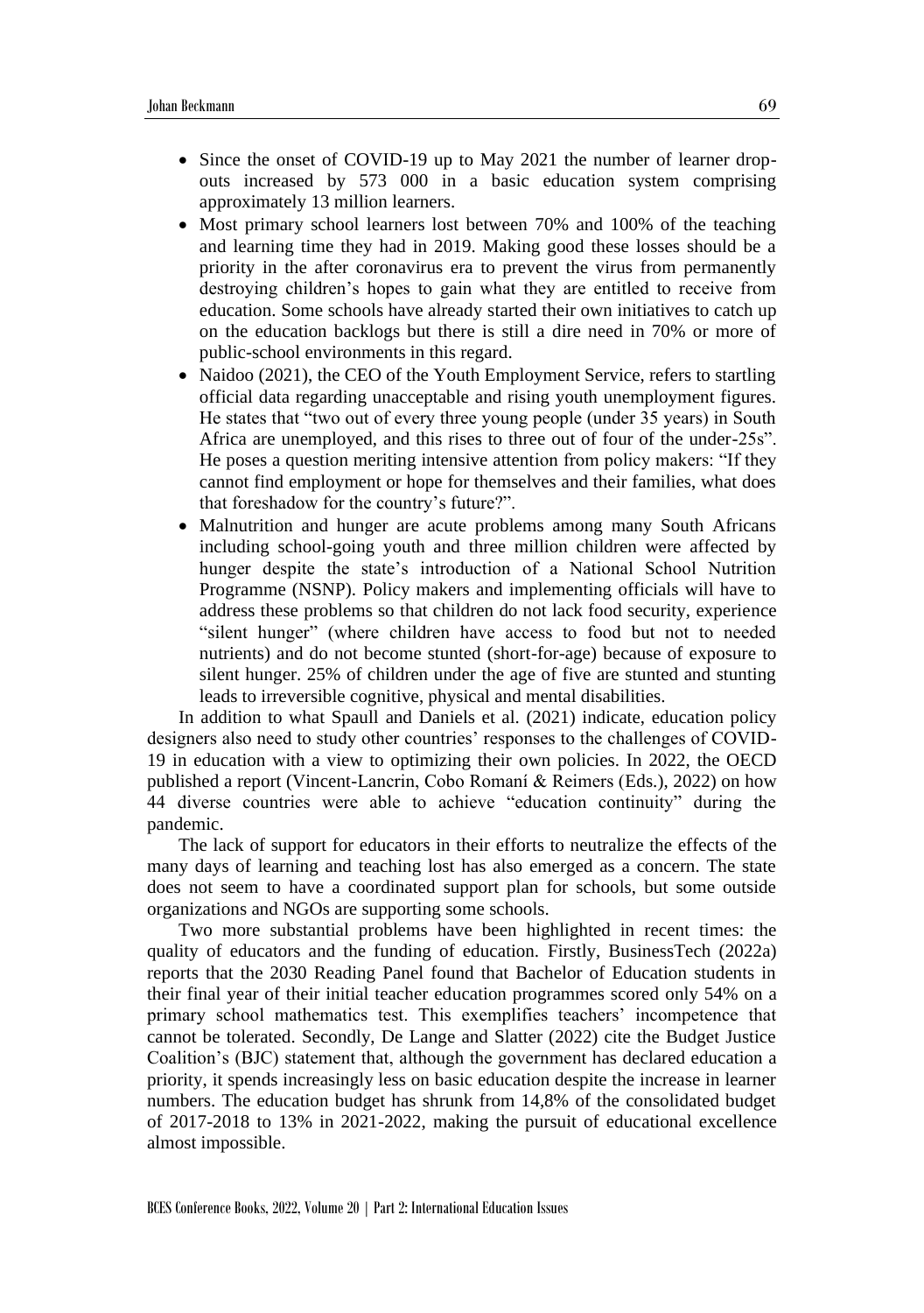- Since the onset of COVID-19 up to May 2021 the number of learner drop-outs increased by 573 000 in a basic education system comprising approximately 13 million learners.
- Most primary school learners lost between 70% and 100% of the teaching and learning time they had in 2019. Making good these losses should be a priority in the after coronavirus era to prevent the virus from permanently destroying children's hopes to gain what they are entitled to receive from education. Some schools have already started their own initiatives to catch up on the education backlogs but there is still a dire need in 70% or more of public-school environments in this regard.
- Naidoo (2021), the CEO of the Youth Employment Service, refers to startling official data regarding unacceptable and rising youth unemployment figures. He states that "two out of every three young people (under 35 years) in South Africa are unemployed, and this rises to three out of four of the under-25s". He poses a question meriting intensive attention from policy makers: "If they cannot find employment or hope for themselves and their families, what does that foreshadow for the country's future?".
- Malnutrition and hunger are acute problems among many South Africans including school-going youth and three million children were affected by hunger despite the state's introduction of a National School Nutrition Programme (NSNP). Policy makers and implementing officials will have to address these problems so that children do not lack food security, experience "silent hunger" (where children have access to food but not to needed nutrients) and do not become stunted (short-for-age) because of exposure to silent hunger. 25% of children under the age of five are stunted and stunting leads to irreversible cognitive, physical and mental disabilities.

In addition to what Spaull and Daniels et al. (2021) indicate, education policy designers also need to study other countries' responses to the challenges of COVID-19 in education with a view to optimizing their own policies. In 2022, the OECD published a report (Vincent-Lancrin, Cobo Romaní & Reimers (Eds.), 2022) on how 44 diverse countries were able to achieve "education continuity" during the pandemic.

The lack of support for educators in their efforts to neutralize the effects of the many days of learning and teaching lost has also emerged as a concern. The state does not seem to have a coordinated support plan for schools, but some outside organizations and NGOs are supporting some schools.

Two more substantial problems have been highlighted in recent times: the quality of educators and the funding of education. Firstly, BusinessTech (2022a) reports that the 2030 Reading Panel found that Bachelor of Education students in their final year of their initial teacher education programmes scored only 54% on a primary school mathematics test. This exemplifies teachers' incompetence that cannot be tolerated. Secondly, De Lange and Slatter (2022) cite the Budget Justice Coalition's (BJC) statement that, although the government has declared education a priority, it spends increasingly less on basic education despite the increase in learner numbers. The education budget has shrunk from 14,8% of the consolidated budget of 2017-2018 to 13% in 2021-2022, making the pursuit of educational excellence almost impossible.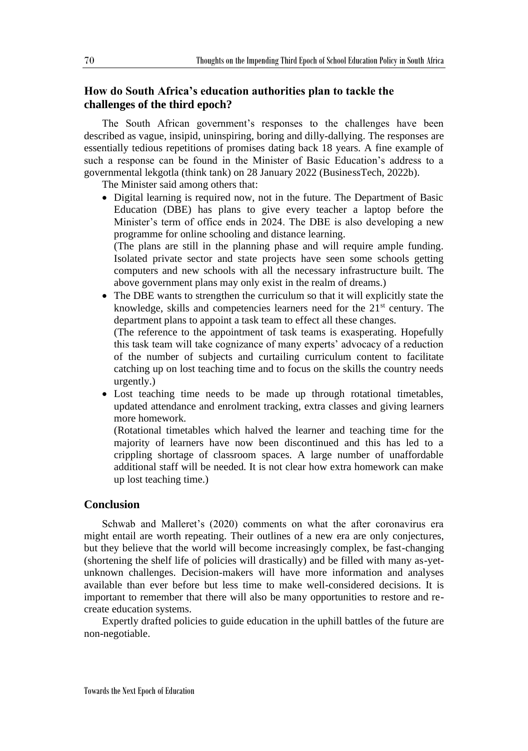## How do South Africa's education authorities plan to tackle the challenges of the third epoch?

The South African government's responses to the challenges have been described as vague, insipid, uninspiring, boring and dilly-dallying. The responses are essentially tedious repetitions of promises dating back 18 years. A fine example of such a response can be found in the Minister of Basic Education's address to a governmental lekgotla (think tank) on 28 January 2022 (BusinessTech, 2022b).

The Minister said among others that:

- Digital learning is required now, not in the future. The Department of Basic Education (DBE) has plans to give every teacher a laptop before the Minister's term of office ends in 2024. The DBE is also developing a new programme for online schooling and distance learning.
  (The plans are still in the planning phase and will require ample funding. Isolated private sector and state projects have seen some schools getting computers and new schools with all the necessary infrastructure built. The above government plans may only exist in the realm of dreams.)
- The DBE wants to strengthen the curriculum so that it will explicitly state the knowledge, skills and competencies learners need for the 21st century. The department plans to appoint a task team to effect all these changes.
  (The reference to the appointment of task teams is exasperating. Hopefully this task team will take cognizance of many experts' advocacy of a reduction of the number of subjects and curtailing curriculum content to facilitate catching up on lost teaching time and to focus on the skills the country needs urgently.)
- Lost teaching time needs to be made up through rotational timetables, updated attendance and enrolment tracking, extra classes and giving learners more homework.
  (Rotational timetables which halved the learner and teaching time for the majority of learners have now been discontinued and this has led to a crippling shortage of classroom spaces. A large number of unaffordable additional staff will be needed. It is not clear how extra homework can make up lost teaching time.)

## Conclusion

Schwab and Malleret's (2020) comments on what the after coronavirus era might entail are worth repeating. Their outlines of a new era are only conjectures, but they believe that the world will become increasingly complex, be fast-changing (shortening the shelf life of policies will drastically) and be filled with many as-yet-unknown challenges. Decision-makers will have more information and analyses available than ever before but less time to make well-considered decisions. It is important to remember that there will also be many opportunities to restore and re-create education systems.

Expertly drafted policies to guide education in the uphill battles of the future are non-negotiable.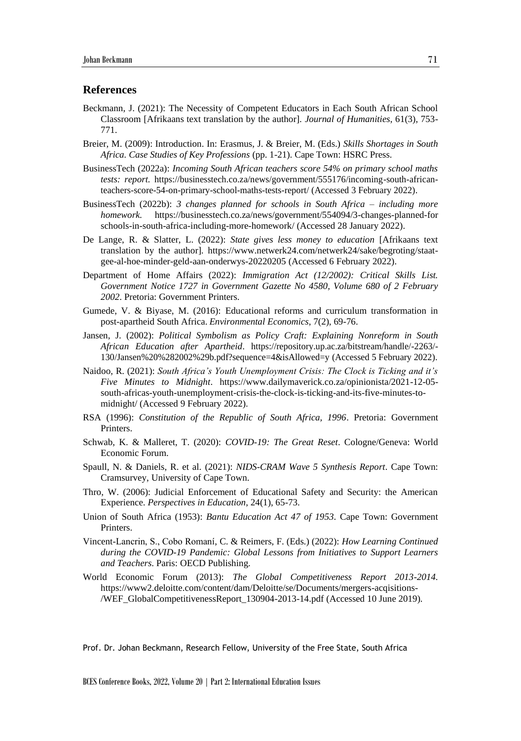## References

Beckmann, J. (2021): The Necessity of Competent Educators in Each South African School Classroom [Afrikaans text translation by the author]. *Journal of Humanities*, 61(3), 753-771.

Breier, M. (2009): Introduction. In: Erasmus, J. & Breier, M. (Eds.) *Skills Shortages in South Africa. Case Studies of Key Professions* (pp. 1-21). Cape Town: HSRC Press.

BusinessTech (2022a): *Incoming South African teachers score 54% on primary school maths tests: report.* https://businesstech.co.za/news/government/555176/incoming-south-african-teachers-score-54-on-primary-school-maths-tests-report/ (Accessed 3 February 2022).

BusinessTech (2022b): *3 changes planned for schools in South Africa – including more homework.* https://businesstech.co.za/news/government/554094/3-changes-planned-for schools-in-south-africa-including-more-homework/ (Accessed 28 January 2022).

De Lange, R. & Slatter, L. (2022): *State gives less money to education* [Afrikaans text translation by the author]. https://www.netwerk24.com/netwerk24/sake/begroting/staat-gee-al-hoe-minder-geld-aan-onderwys-20220205 (Accessed 6 February 2022).

Department of Home Affairs (2022): *Immigration Act (12/2002): Critical Skills List. Government Notice 1727 in Government Gazette No 4580, Volume 680 of 2 February 2002*. Pretoria: Government Printers.

Gumede, V. & Biyase, M. (2016): Educational reforms and curriculum transformation in post-apartheid South Africa. *Environmental Economics*, 7(2), 69-76.

Jansen, J. (2002): *Political Symbolism as Policy Craft: Explaining Nonreform in South African Education after Apartheid*. https://repository.up.ac.za/bitstream/handle/-2263/-130/Jansen%20%282002%29b.pdf?sequence=4&isAllowed=y (Accessed 5 February 2022).

Naidoo, R. (2021): *South Africa's Youth Unemployment Crisis: The Clock is Ticking and it's Five Minutes to Midnight*. https://www.dailymaverick.co.za/opinionista/2021-12-05-south-africas-youth-unemployment-crisis-the-clock-is-ticking-and-its-five-minutes-to-midnight/ (Accessed 9 February 2022).

RSA (1996): *Constitution of the Republic of South Africa, 1996*. Pretoria: Government Printers.

Schwab, K. & Malleret, T. (2020): *COVID-19: The Great Reset*. Cologne/Geneva: World Economic Forum.

Spaull, N. & Daniels, R. et al. (2021): *NIDS-CRAM Wave 5 Synthesis Report*. Cape Town: Cramsurvey, University of Cape Town.

Thro, W. (2006): Judicial Enforcement of Educational Safety and Security: the American Experience. *Perspectives in Education*, 24(1), 65-73.

Union of South Africa (1953): *Bantu Education Act 47 of 1953*. Cape Town: Government Printers.

Vincent-Lancrin, S., Cobo Romaní, C. & Reimers, F. (Eds.) (2022): *How Learning Continued during the COVID-19 Pandemic: Global Lessons from Initiatives to Support Learners and Teachers*. Paris: OECD Publishing.

World Economic Forum (2013): *The Global Competitiveness Report 2013-2014*. https://www2.deloitte.com/content/dam/Deloitte/se/Documents/mergers-acqisitions-/WEF_GlobalCompetitivenessReport_130904-2013-14.pdf (Accessed 10 June 2019).

Prof. Dr. Johan Beckmann, Research Fellow, University of the Free State, South Africa